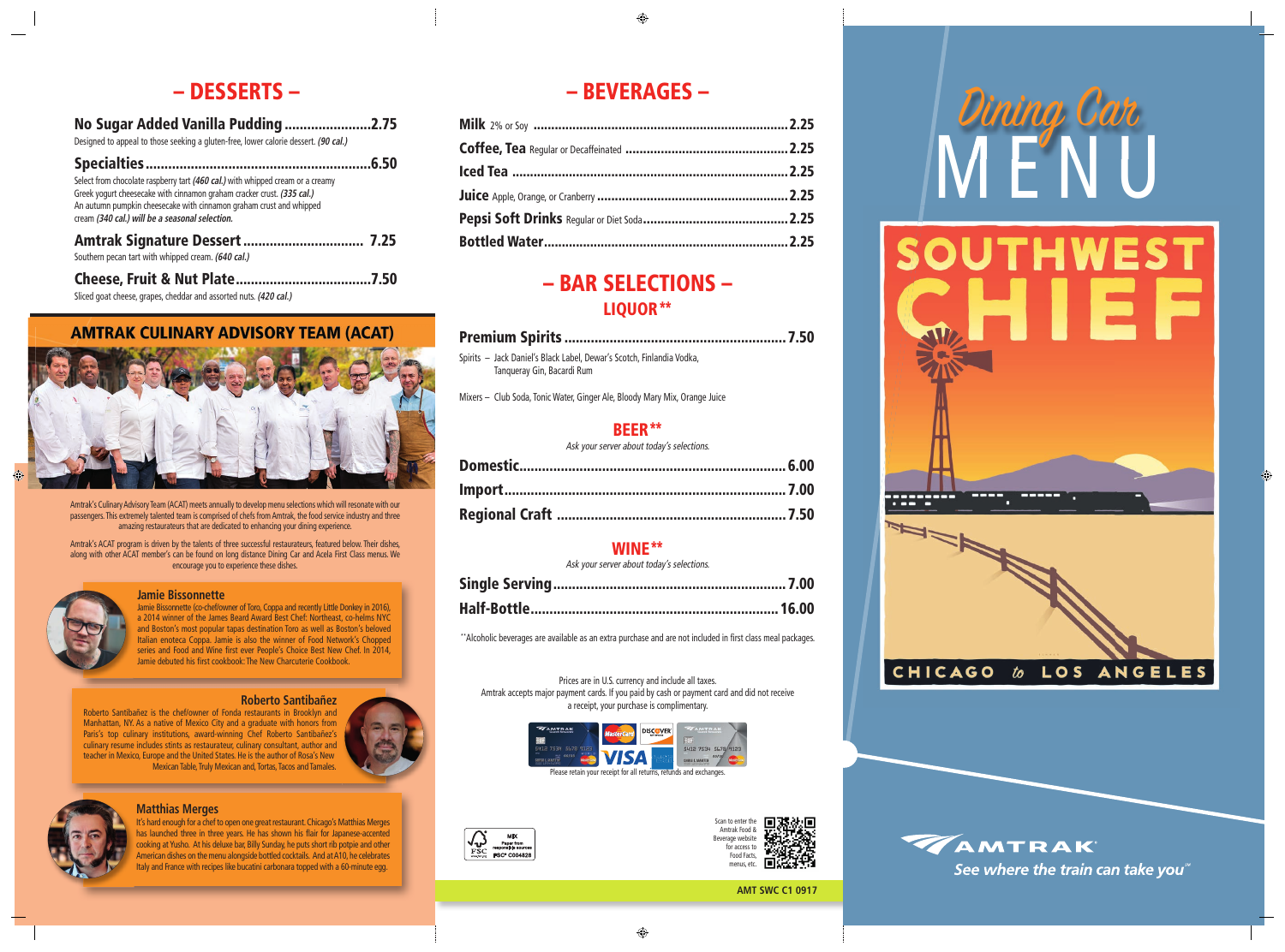# – DESSERTS –

**No Sugar Added Vanilla Pudding....................... 2.75**
Designed to appeal to those seeking a gluten-free, lower calorie dessert. *(90 cal.)*

**Specialties........................................................... 6.50**
Select from chocolate raspberry tart *(460 cal.)* with whipped cream or a creamy Greek yogurt cheesecake with cinnamon graham cracker crust. *(335 cal.)* An autumn pumpkin cheesecake with cinnamon graham crust and whipped cream *(340 cal.) will be a seasonal selection.*

**Amtrak Signature Dessert............................... 7.25**
Southern pecan tart with whipped cream. *(640 cal.)*

**Cheese, Fruit & Nut Plate.................................... 7.50**
Sliced goat cheese, grapes, cheddar and assorted nuts. *(420 cal.)*

## AMTRAK CULINARY ADVISORY TEAM (ACAT)

Amtrak's Culinary Advisory Team (ACAT) meets annually to develop menu selections which will resonate with our passengers. This extremely talented team is comprised of chefs from Amtrak, the food service industry and three amazing restaurateurs that are dedicated to enhancing your dining experience.

Amtrak's ACAT program is driven by the talents of three successful restaurateurs, featured below. Their dishes, along with other ACAT member's can be found on long distance Dining Car and Acela First Class menus. We encourage you to experience these dishes.

### Jamie Bissonnette

Jamie Bissonnette (co-chef/owner of Toro, Coppa and recently Little Donkey in 2016), a 2014 winner of the James Beard Award Best Chef: Northeast, co-helms NYC and Boston's most popular tapas destination Toro as well as Boston's beloved Italian enoteca Coppa. Jamie is also the winner of Food Network's Chopped series and Food and Wine first ever People's Choice Best New Chef. In 2014, Jamie debuted his first cookbook: The New Charcuterie Cookbook.

### Roberto Santibañez

Roberto Santibañez is the chef/owner of Fonda restaurants in Brooklyn and Manhattan, NY. As a native of Mexico City and a graduate with honors from Paris's top culinary institutions, award-winning Chef Roberto Santibañez's culinary resume includes stints as restaurateur, culinary consultant, author and teacher in Mexico, Europe and the United States. He is the author of Rosa's New Mexican Table, Truly Mexican and, Tortas, Tacos and Tamales.

### Matthias Merges

It's hard enough for a chef to open one great restaurant. Chicago's Matthias Merges has launched three in three years. He has shown his flair for Japanese-accented cooking at Yusho. At his deluxe bar, Billy Sunday, he puts short rib potpie and other American dishes on the menu alongside bottled cocktails. And at A10, he celebrates Italy and France with recipes like bucatini carbonara topped with a 60-minute egg.

# – BEVERAGES –

**Milk** 2% or Soy ........................................ 2.25
**Coffee, Tea** Regular or Decaffeinated ........................ 2.25
**Iced Tea** ........................................ 2.25
**Juice** Apple, Orange, or Cranberry ........................ 2.25
**Pepsi Soft Drinks** Regular or Diet Soda ........................ 2.25
**Bottled Water** ........................................ 2.25

# – BAR SELECTIONS –

## LIQUOR**

**Premium Spirits........................................ 7.50**

Spirits – Jack Daniel's Black Label, Dewar's Scotch, Finlandia Vodka, Tanqueray Gin, Bacardi Rum

Mixers – Club Soda, Tonic Water, Ginger Ale, Bloody Mary Mix, Orange Juice

## BEER**

*Ask your server about today's selections.*

**Domestic........................................ 6.00**
**Import........................................ 7.00**
**Regional Craft........................................ 7.50**

## WINE**

*Ask your server about today's selections.*

**Single Serving........................................ 7.00**
**Half-Bottle........................................ 16.00**

**Alcoholic beverages are available as an extra purchase and are not included in first class meal packages.

Prices are in U.S. currency and include all taxes.
Amtrak accepts major payment cards. If you paid by cash or payment card and did not receive a receipt, your purchase is complimentary.

Please retain your receipt for all returns, refunds and exchanges.

MIX Paper from responsible sources FSC® C004828

Scan to enter the Amtrak Food & Beverage website for access to Food Facts, menus, etc.

AMT SWC C1 0917

# *Dining Car* MENU

# SOUTHWEST CHIEF

CHICAGO *to* LOS ANGELES

AMTRAK®
*See where the train can take you*™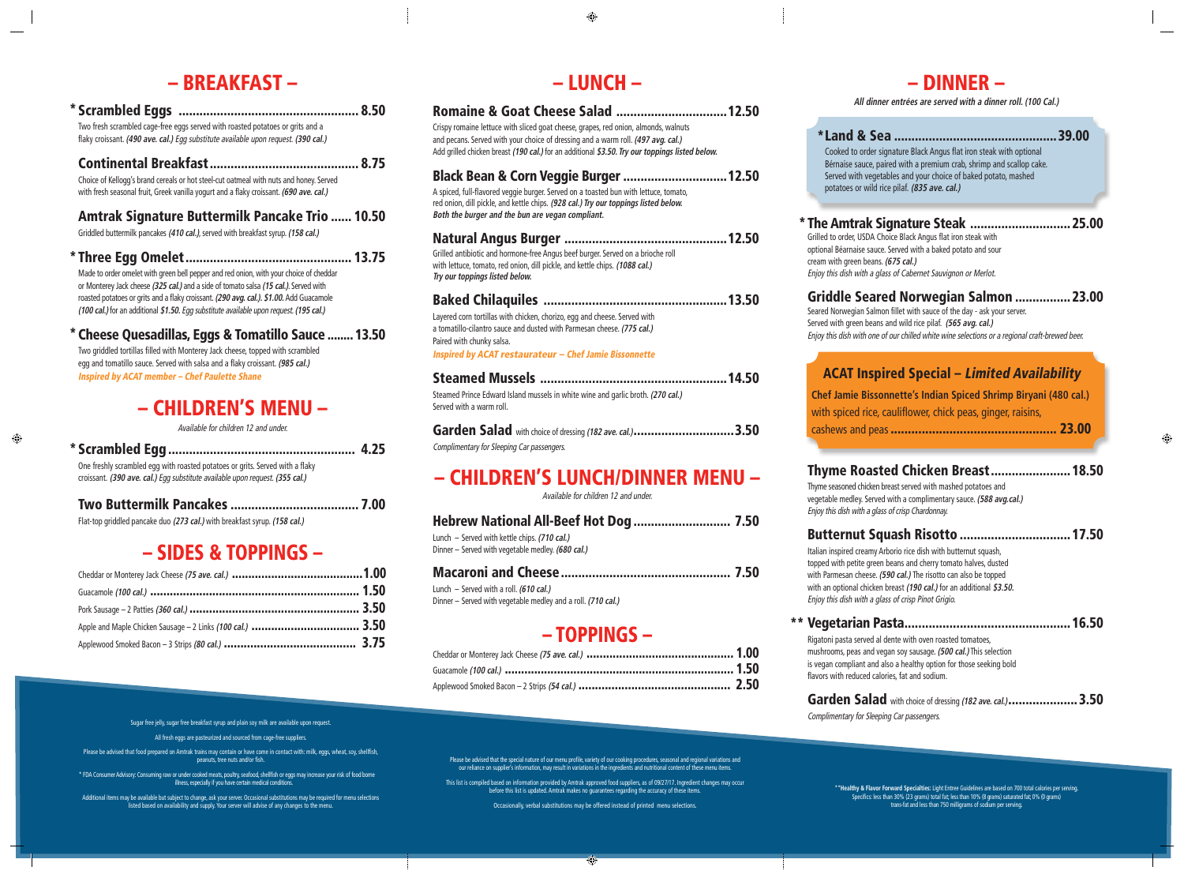# – BREAKFAST –

**\* Scrambled Eggs .................................................. 8.50**

Two fresh scrambled cage-free eggs served with roasted potatoes or grits and a flaky croissant. *(490 ave. cal.) Egg substitute available upon request. (390 cal.)*

**Continental Breakfast.......................................... 8.75**

Choice of Kellogg's brand cereals or hot steel-cut oatmeal with nuts and honey. Served with fresh seasonal fruit, Greek vanilla yogurt and a flaky croissant. *(690 ave. cal.)*

**Amtrak Signature Buttermilk Pancake Trio ...... 10.50**

Griddled buttermilk pancakes *(410 cal.)*, served with breakfast syrup. *(158 cal.)*

**\* Three Egg Omelet............................................... 13.75**

Made to order omelet with green bell pepper and red onion, with your choice of cheddar or Monterey Jack cheese *(325 cal.)* and a side of tomato salsa *(15 cal.)*. Served with roasted potatoes or grits and a flaky croissant. *(290 avg. cal.). $1.00.* Add Guacamole *(100 cal.)* for an additional *$1.50. Egg substitute available upon request. (195 cal.)*

**\* Cheese Quesadillas, Eggs & Tomatillo Sauce ........ 13.50**

Two griddled tortillas filled with Monterey Jack cheese, topped with scrambled egg and tomatillo sauce. Served with salsa and a flaky croissant. *(985 cal.)*
*Inspired by ACAT member – Chef Paulette Shane*

# – CHILDREN'S MENU –

*Available for children 12 and under.*

**\* Scrambled Egg ..................................................... 4.25**

One freshly scrambled egg with roasted potatoes or grits. Served with a flaky croissant. *(390 ave. cal.) Egg substitute available upon request. (355 cal.)*

**Two Buttermilk Pancakes ..................................... 7.00**

Flat-top griddled pancake duo *(273 cal.)* with breakfast syrup. *(158 cal.)*

# – SIDES & TOPPINGS –

| | |
|---|---|
| Cheddar or Monterey Jack Cheese *(75 ave. cal.)* | 1.00 |
| Guacamole *(100 cal.)* | 1.50 |
| Pork Sausage – 2 Patties *(360 cal.)* | 3.50 |
| Apple and Maple Chicken Sausage – 2 Links *(100 cal.)* | 3.50 |
| Applewood Smoked Bacon – 3 Strips *(80 cal.)* | 3.75 |

# – LUNCH –

**Romaine & Goat Cheese Salad ................................ 12.50**

Crispy romaine lettuce with sliced goat cheese, grapes, red onion, almonds, walnuts and pecans. Served with your choice of dressing and a warm roll. *(497 avg. cal.)* Add grilled chicken breast *(190 cal.)* for an additional *$3.50. Try our toppings listed below.*

**Black Bean & Corn Veggie Burger .............................. 12.50**

A spiced, full-flavored veggie burger. Served on a toasted bun with lettuce, tomato, red onion, dill pickle, and kettle chips. *(928 cal.) Try our toppings listed below. Both the burger and the bun are vegan compliant.*

**Natural Angus Burger ............................................... 12.50**

Grilled antibiotic and hormone-free Angus beef burger. Served on a brioche roll with lettuce, tomato, red onion, dill pickle, and kettle chips. *(1088 cal.) Try our toppings listed below.*

**Baked Chilaquiles .................................................... 13.50**

Layered corn tortillas with chicken, chorizo, egg, and cheese. Served with a tomatillo-cilantro sauce and dusted with Parmesan cheese. *(775 cal.)* Paired with chunky salsa.
*Inspired by ACAT restaurateur – Chef Jamie Bissonnette*

**Steamed Mussels ..................................................... 14.50**

Steamed Prince Edward Island mussels in white wine and garlic broth. *(270 cal.)* Served with a warm roll.

**Garden Salad** with choice of dressing *(182 ave. cal.)*.............................. **3.50**

*Complimentary for Sleeping Car passengers.*

# – CHILDREN'S LUNCH/DINNER MENU –

*Available for children 12 and under.*

**Hebrew National All-Beef Hot Dog ............................ 7.50**

Lunch – Served with kettle chips. *(710 cal.)*
Dinner – Served with vegetable medley. *(680 cal.)*

**Macaroni and Cheese................................................ 7.50**

Lunch – Served with a roll. *(610 cal.)*
Dinner – Served with vegetable medley and a roll. *(710 cal.)*

# – TOPPINGS –

| | |
|---|---|
| Cheddar or Monterey Jack Cheese *(75 ave. cal.)* | 1.00 |
| Guacamole *(100 cal.)* | 1.50 |
| Applewood Smoked Bacon – 2 Strips *(54 cal.)* | 2.50 |

# – DINNER –

*All dinner entrées are served with a dinner roll. (100 Cal.)*

**\* Land & Sea .............................................. 39.00**

Cooked to order signature Black Angus flat iron steak with optional Bérnaise sauce, paired with a premium crab, shrimp and scallop cake. Served with vegetables and your choice of baked potato, mashed potatoes or wild rice pilaf. *(835 ave. cal.)*

**\* The Amtrak Signature Steak ............................. 25.00**

Grilled to order, USDA Choice Black Angus flat iron steak with optional Béarnaise sauce. Served with a baked potato and sour cream with green beans. *(675 cal.)*
*Enjoy this dish with a glass of Cabernet Sauvignon or Merlot.*

**Griddle Seared Norwegian Salmon ................ 23.00**

Seared Norwegian Salmon fillet with sauce of the day - ask your server. Served with green beans and wild rice pilaf. *(565 avg. cal.)*
*Enjoy this dish with one of our chilled white wine selections or a regional craft-brewed beer.*

## ACAT Inspired Special – *Limited Availability*

**Chef Jamie Bissonnette's Indian Spiced Shrimp Biryani (480 cal.)** with spiced rice, cauliflower, chick peas, ginger, raisins, cashews and peas ................................................ **23.00**

**Thyme Roasted Chicken Breast....................... 18.50**

Thyme seasoned chicken breast served with mashed potatoes and vegetable medley. Served with a complimentary sauce. *(588 avg.cal.)*
*Enjoy this dish with a glass of crisp Chardonnay.*

**Butternut Squash Risotto ................................ 17.50**

Italian inspired creamy Arborio rice dish with butternut squash, topped with petite green beans and cherry tomato halves, dusted with Parmesan cheese. *(590 cal.)* The risotto can also be topped with an optional chicken breast *(190 cal.)* for an additional *$3.50.*
*Enjoy this dish with a glass of crisp Pinot Grigio.*

**\*\* Vegetarian Pasta............................................... 16.50**

Rigatoni pasta served al dente with oven roasted tomatoes, mushrooms, peas and vegan soy sausage. *(500 cal.)* This selection is vegan compliant and also a healthy option for those seeking bold flavors with reduced calories, fat and sodium.

**Garden Salad** with choice of dressing *(182 ave. cal.)*.................... **3.50**

*Complimentary for Sleeping Car passengers.*

---

Sugar free jelly, sugar free breakfast syrup and plain soy milk are available upon request.

All fresh eggs are pasteurized and sourced from cage-free suppliers.

Please be advised that food prepared on Amtrak trains may contain or have come in contact with: milk, eggs, wheat, soy, shellfish, peanuts, tree nuts and/or fish.

\* FDA Consumer Advisory: Consuming raw or under cooked meats, poultry, seafood, shellfish or eggs may increase your risk of food borne illness, especially if you have certain medical conditions.

Additional items may be available but subject to change, ask your server. Occasional substitutions may be required for menu selections listed based on availability and supply. Your server will advise of any changes to the menu.

Please be advised that the special nature of our menu profile, variety of our cooking procedures, seasonal and regional variations and our reliance on supplier's information, may result in variations in the ingredients and nutritional content of these menu items.

This list is compiled based on information provided by Amtrak approved food suppliers, as of 09/27/17. Ingredient changes may occur before this list is updated. Amtrak makes no guarantees regarding the accuracy of these items.

Occasionally, verbal substitutions may be offered instead of printed menu selections.

\*\***Healthy & Flavor Forward Specialties:** Light Entree Guidelines are based on 700 total calories per serving. Specifics: less than 30% (23 grams) total fat; less than 10% (8 grams) saturated fat; 0% (0 grams) trans-fat and less than 750 milligrams of sodium per serving.